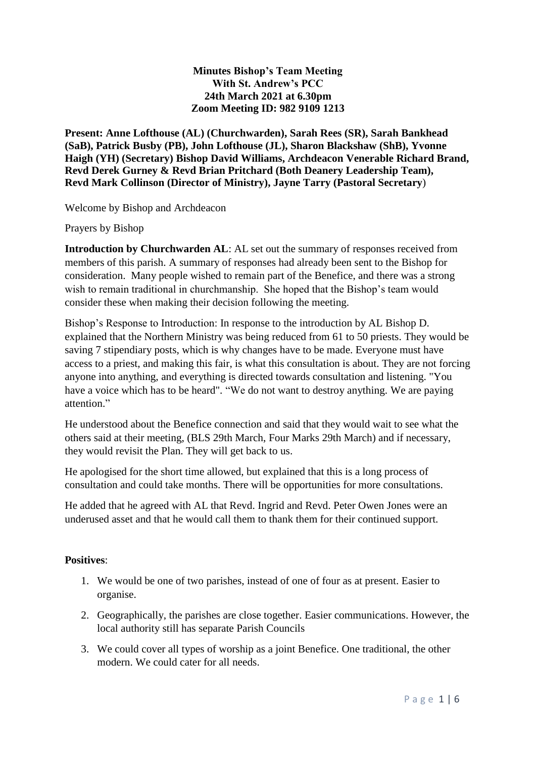**Minutes Bishop's Team Meeting**
**With St. Andrew's PCC**
**24th March 2021 at 6.30pm**
**Zoom Meeting ID: 982 9109 1213**

**Present: Anne Lofthouse (AL) (Churchwarden), Sarah Rees (SR), Sarah Bankhead (SaB), Patrick Busby (PB), John Lofthouse (JL), Sharon Blackshaw (ShB), Yvonne Haigh (YH) (Secretary) Bishop David Williams, Archdeacon Venerable Richard Brand, Revd Derek Gurney & Revd Brian Pritchard (Both Deanery Leadership Team), Revd Mark Collinson (Director of Ministry), Jayne Tarry (Pastoral Secretary**)

Welcome by Bishop and Archdeacon

Prayers by Bishop

**Introduction by Churchwarden AL**: AL set out the summary of responses received from members of this parish. A summary of responses had already been sent to the Bishop for consideration. Many people wished to remain part of the Benefice, and there was a strong wish to remain traditional in churchmanship. She hoped that the Bishop's team would consider these when making their decision following the meeting.

Bishop's Response to Introduction: In response to the introduction by AL Bishop D. explained that the Northern Ministry was being reduced from 61 to 50 priests. They would be saving 7 stipendiary posts, which is why changes have to be made. Everyone must have access to a priest, and making this fair, is what this consultation is about. They are not forcing anyone into anything, and everything is directed towards consultation and listening. "You have a voice which has to be heard". "We do not want to destroy anything. We are paying attention."

He understood about the Benefice connection and said that they would wait to see what the others said at their meeting, (BLS 29th March, Four Marks 29th March) and if necessary, they would revisit the Plan. They will get back to us.

He apologised for the short time allowed, but explained that this is a long process of consultation and could take months. There will be opportunities for more consultations.

He added that he agreed with AL that Revd. Ingrid and Revd. Peter Owen Jones were an underused asset and that he would call them to thank them for their continued support.

**Positives**:

1. We would be one of two parishes, instead of one of four as at present. Easier to organise.
2. Geographically, the parishes are close together. Easier communications. However, the local authority still has separate Parish Councils
3. We could cover all types of worship as a joint Benefice. One traditional, the other modern. We could cater for all needs.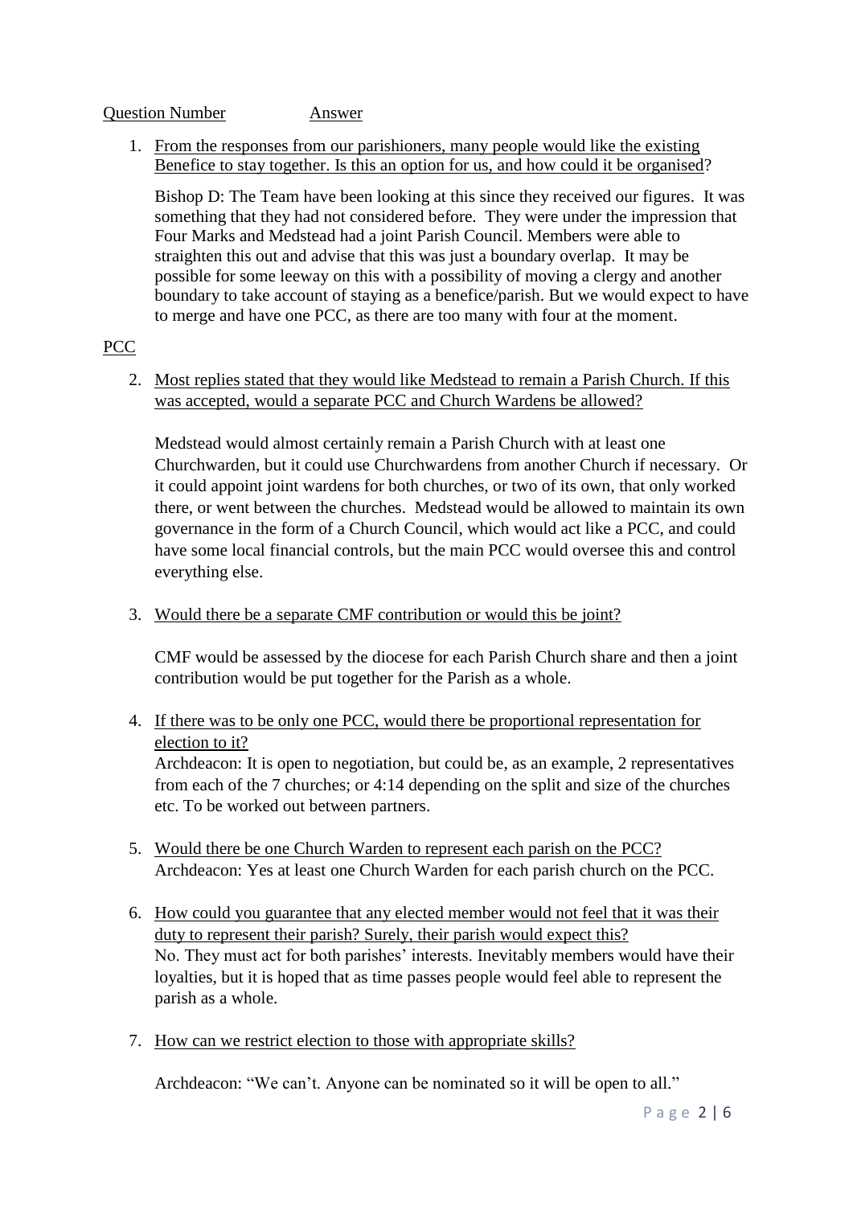Question Number Answer

1. From the responses from our parishioners, many people would like the existing Benefice to stay together. Is this an option for us, and how could it be organised?

   Bishop D: The Team have been looking at this since they received our figures. It was something that they had not considered before. They were under the impression that Four Marks and Medstead had a joint Parish Council. Members were able to straighten this out and advise that this was just a boundary overlap. It may be possible for some leeway on this with a possibility of moving a clergy and another boundary to take account of staying as a benefice/parish. But we would expect to have to merge and have one PCC, as there are too many with four at the moment.

PCC

2. Most replies stated that they would like Medstead to remain a Parish Church. If this was accepted, would a separate PCC and Church Wardens be allowed?

   Medstead would almost certainly remain a Parish Church with at least one Churchwarden, but it could use Churchwardens from another Church if necessary. Or it could appoint joint wardens for both churches, or two of its own, that only worked there, or went between the churches. Medstead would be allowed to maintain its own governance in the form of a Church Council, which would act like a PCC, and could have some local financial controls, but the main PCC would oversee this and control everything else.

3. Would there be a separate CMF contribution or would this be joint?

   CMF would be assessed by the diocese for each Parish Church share and then a joint contribution would be put together for the Parish as a whole.

4. If there was to be only one PCC, would there be proportional representation for election to it?
   Archdeacon: It is open to negotiation, but could be, as an example, 2 representatives from each of the 7 churches; or 4:14 depending on the split and size of the churches etc. To be worked out between partners.

5. Would there be one Church Warden to represent each parish on the PCC?
   Archdeacon: Yes at least one Church Warden for each parish church on the PCC.

6. How could you guarantee that any elected member would not feel that it was their duty to represent their parish? Surely, their parish would expect this?
   No. They must act for both parishes' interests. Inevitably members would have their loyalties, but it is hoped that as time passes people would feel able to represent the parish as a whole.

7. How can we restrict election to those with appropriate skills?

   Archdeacon: "We can't. Anyone can be nominated so it will be open to all."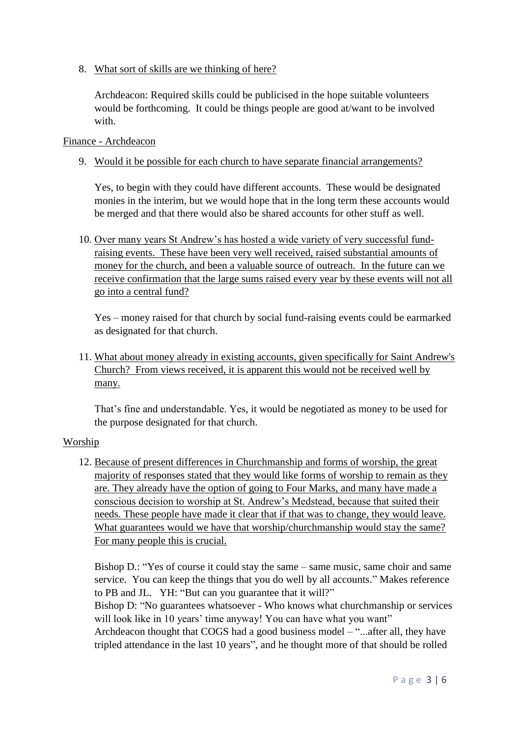8. <u>What sort of skills are we thinking of here?</u>

   Archdeacon: Required skills could be publicised in the hope suitable volunteers would be forthcoming. It could be things people are good at/want to be involved with.

<u>Finance - Archdeacon</u>

9. <u>Would it be possible for each church to have separate financial arrangements?</u>

   Yes, to begin with they could have different accounts. These would be designated monies in the interim, but we would hope that in the long term these accounts would be merged and that there would also be shared accounts for other stuff as well.

10. <u>Over many years St Andrew's has hosted a wide variety of very successful fund-raising events. These have been very well received, raised substantial amounts of money for the church, and been a valuable source of outreach. In the future can we receive confirmation that the large sums raised every year by these events will not all go into a central fund?</u>

    Yes – money raised for that church by social fund-raising events could be earmarked as designated for that church.

11. <u>What about money already in existing accounts, given specifically for Saint Andrew's Church? From views received, it is apparent this would not be received well by many.</u>

    That's fine and understandable. Yes, it would be negotiated as money to be used for the purpose designated for that church.

<u>Worship</u>

12. <u>Because of present differences in Churchmanship and forms of worship, the great majority of responses stated that they would like forms of worship to remain as they are. They already have the option of going to Four Marks, and many have made a conscious decision to worship at St. Andrew's Medstead, because that suited their needs. These people have made it clear that if that was to change, they would leave. What guarantees would we have that worship/churchmanship would stay the same? For many people this is crucial.</u>

    Bishop D.: "Yes of course it could stay the same – same music, same choir and same service. You can keep the things that you do well by all accounts." Makes reference to PB and JL. YH: "But can you guarantee that it will?"
    Bishop D: "No guarantees whatsoever - Who knows what churchmanship or services will look like in 10 years' time anyway! You can have what you want"
    Archdeacon thought that COGS had a good business model – "...after all, they have tripled attendance in the last 10 years", and he thought more of that should be rolled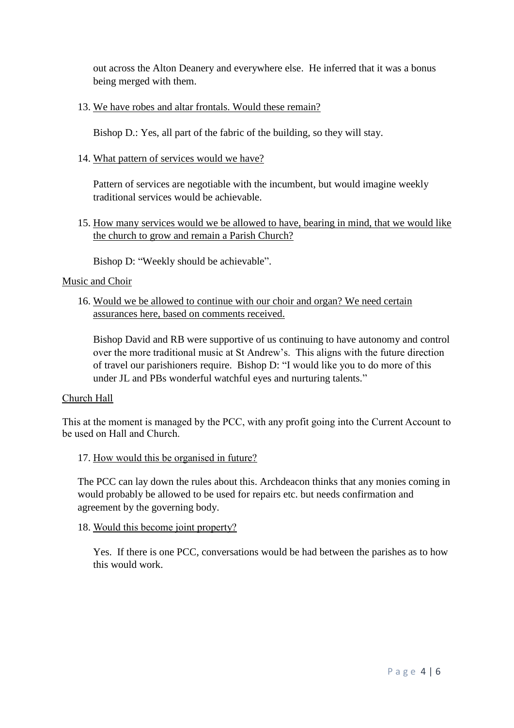out across the Alton Deanery and everywhere else. He inferred that it was a bonus being merged with them.

13. We have robes and altar frontals. Would these remain?

    Bishop D.: Yes, all part of the fabric of the building, so they will stay.

14. What pattern of services would we have?

    Pattern of services are negotiable with the incumbent, but would imagine weekly traditional services would be achievable.

15. How many services would we be allowed to have, bearing in mind, that we would like the church to grow and remain a Parish Church?

    Bishop D: "Weekly should be achievable".

Music and Choir

16. Would we be allowed to continue with our choir and organ? We need certain assurances here, based on comments received.

    Bishop David and RB were supportive of us continuing to have autonomy and control over the more traditional music at St Andrew's. This aligns with the future direction of travel our parishioners require. Bishop D: "I would like you to do more of this under JL and PBs wonderful watchful eyes and nurturing talents."

Church Hall

This at the moment is managed by the PCC, with any profit going into the Current Account to be used on Hall and Church.

17. How would this be organised in future?

    The PCC can lay down the rules about this. Archdeacon thinks that any monies coming in would probably be allowed to be used for repairs etc. but needs confirmation and agreement by the governing body.

18. Would this become joint property?

    Yes. If there is one PCC, conversations would be had between the parishes as to how this would work.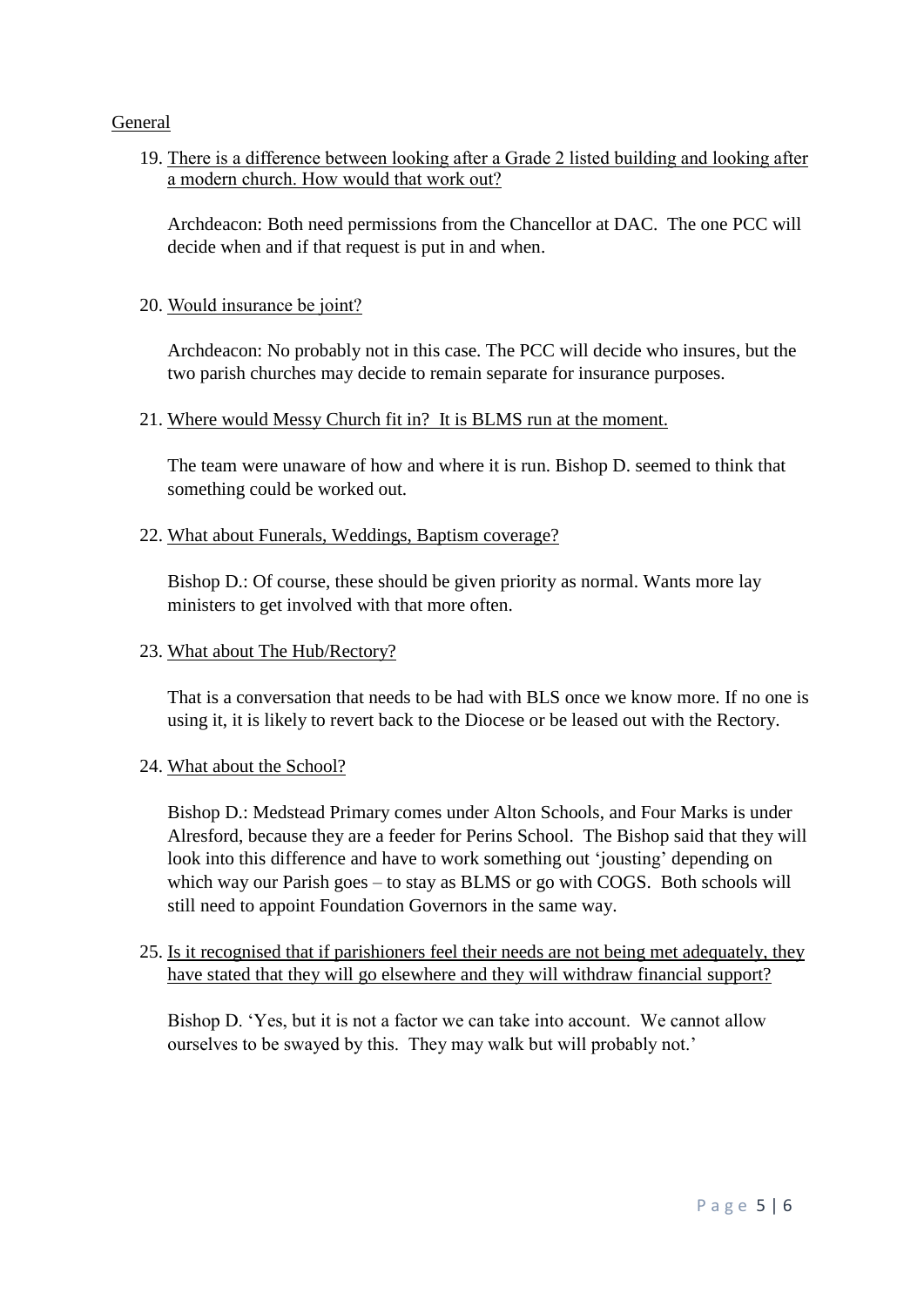General

19. There is a difference between looking after a Grade 2 listed building and looking after a modern church. How would that work out?

    Archdeacon: Both need permissions from the Chancellor at DAC. The one PCC will decide when and if that request is put in and when.

20. Would insurance be joint?

    Archdeacon: No probably not in this case. The PCC will decide who insures, but the two parish churches may decide to remain separate for insurance purposes.

21. Where would Messy Church fit in? It is BLMS run at the moment.

    The team were unaware of how and where it is run. Bishop D. seemed to think that something could be worked out.

22. What about Funerals, Weddings, Baptism coverage?

    Bishop D.: Of course, these should be given priority as normal. Wants more lay ministers to get involved with that more often.

23. What about The Hub/Rectory?

    That is a conversation that needs to be had with BLS once we know more. If no one is using it, it is likely to revert back to the Diocese or be leased out with the Rectory.

24. What about the School?

    Bishop D.: Medstead Primary comes under Alton Schools, and Four Marks is under Alresford, because they are a feeder for Perins School. The Bishop said that they will look into this difference and have to work something out 'jousting' depending on which way our Parish goes – to stay as BLMS or go with COGS. Both schools will still need to appoint Foundation Governors in the same way.

25. Is it recognised that if parishioners feel their needs are not being met adequately, they have stated that they will go elsewhere and they will withdraw financial support?

    Bishop D. 'Yes, but it is not a factor we can take into account. We cannot allow ourselves to be swayed by this. They may walk but will probably not.'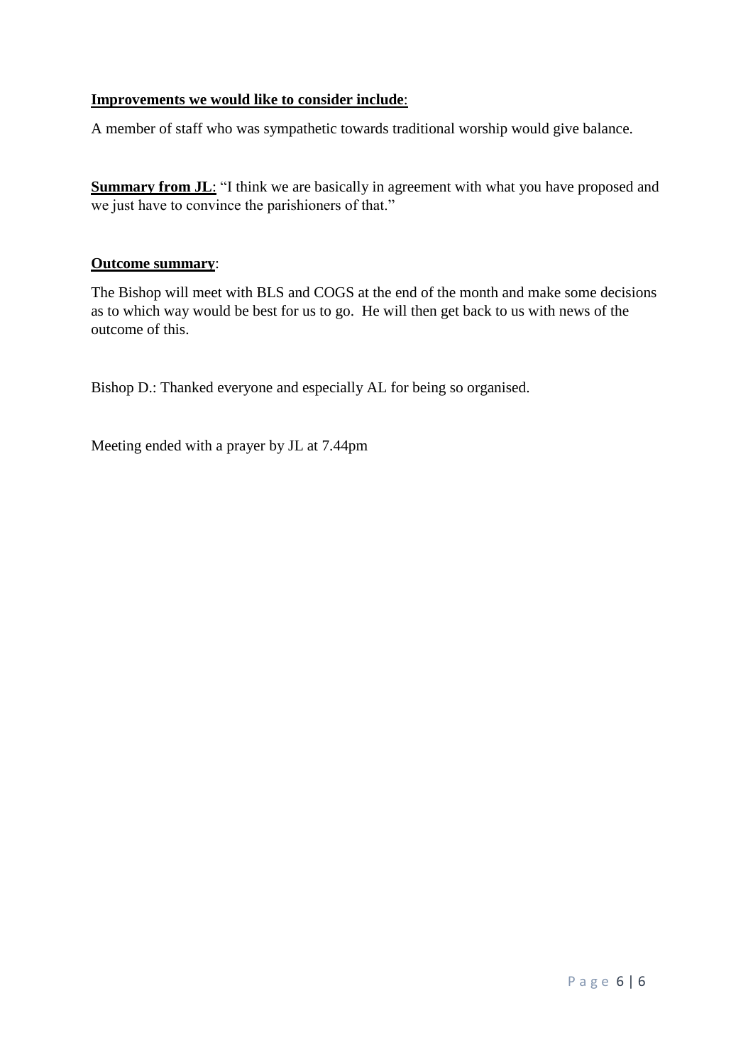**Improvements we would like to consider include**:

A member of staff who was sympathetic towards traditional worship would give balance.

**Summary from JL**: "I think we are basically in agreement with what you have proposed and we just have to convince the parishioners of that."

**Outcome summary**:

The Bishop will meet with BLS and COGS at the end of the month and make some decisions as to which way would be best for us to go. He will then get back to us with news of the outcome of this.

Bishop D.: Thanked everyone and especially AL for being so organised.

Meeting ended with a prayer by JL at 7.44pm